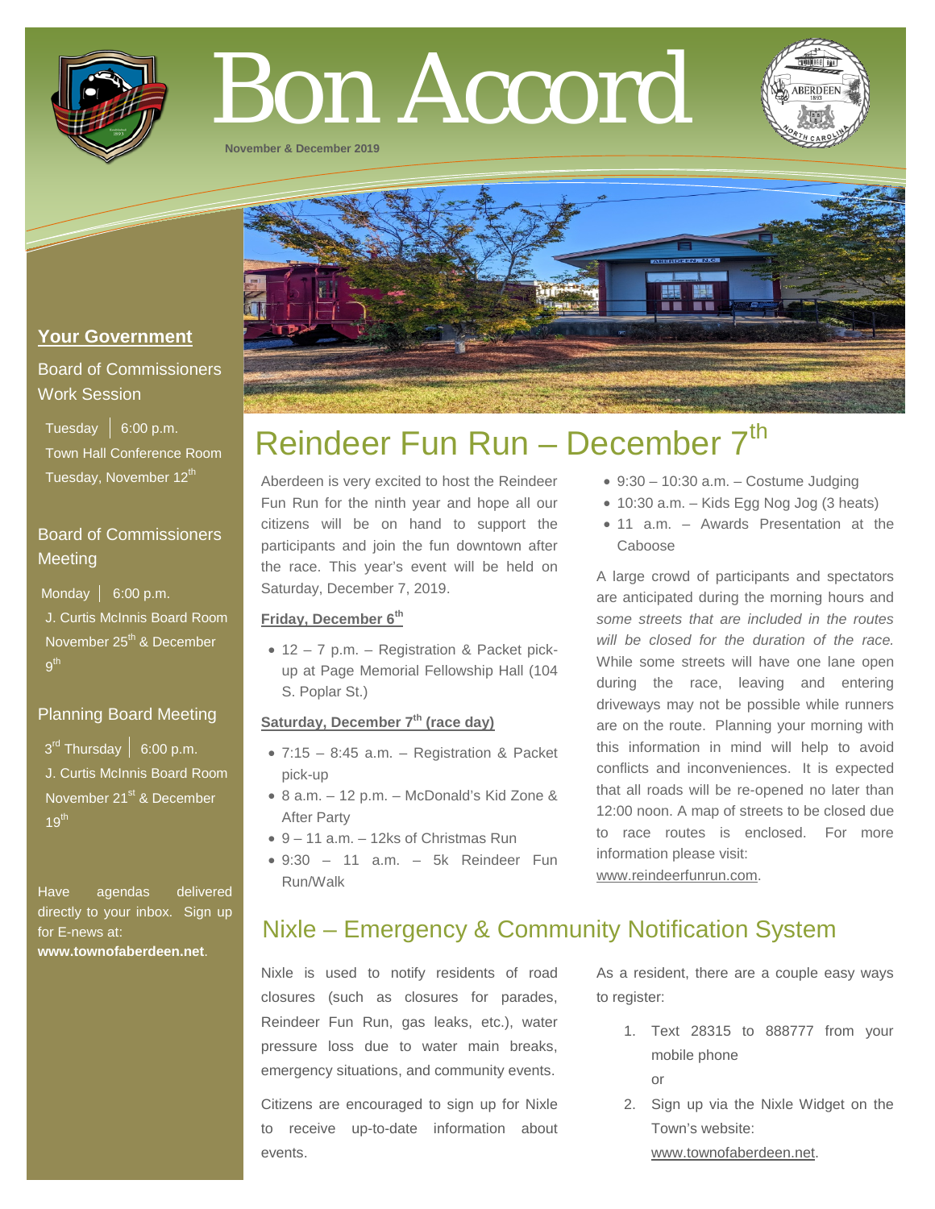# Bon Accord

November & December 2019

## Your Government

### Board of Commissioners Work Session

Tuesday | 6:00 p.m.
Town Hall Conference Room
Tuesday, November 12th

### Board of Commissioners Meeting

Monday | 6:00 p.m.
J. Curtis McInnis Board Room
November 25th & December 9th

### Planning Board Meeting

3rd Thursday | 6:00 p.m.
J. Curtis McInnis Board Room
November 21st & December 19th

Have agendas delivered directly to your inbox. Sign up for E-news at: **www.townofaberdeen.net**.

## Reindeer Fun Run – December 7th

Aberdeen is very excited to host the Reindeer Fun Run for the ninth year and hope all our citizens will be on hand to support the participants and join the fun downtown after the race. This year's event will be held on Saturday, December 7, 2019.

**Friday, December 6th**

- 12 – 7 p.m. – Registration & Packet pick-up at Page Memorial Fellowship Hall (104 S. Poplar St.)

**Saturday, December 7th (race day)**

- 7:15 – 8:45 a.m. – Registration & Packet pick-up
- 8 a.m. – 12 p.m. – McDonald's Kid Zone & After Party
- 9 – 11 a.m. – 12ks of Christmas Run
- 9:30 – 11 a.m. – 5k Reindeer Fun Run/Walk
- 9:30 – 10:30 a.m. – Costume Judging
- 10:30 a.m. – Kids Egg Nog Jog (3 heats)
- 11 a.m. – Awards Presentation at the Caboose

A large crowd of participants and spectators are anticipated during the morning hours and *some streets that are included in the routes will be closed for the duration of the race.* While some streets will have one lane open during the race, leaving and entering driveways may not be possible while runners are on the route. Planning your morning with this information in mind will help to avoid conflicts and inconveniences. It is expected that all roads will be re-opened no later than 12:00 noon. A map of streets to be closed due to race routes is enclosed. For more information please visit: www.reindeerfunrun.com.

## Nixle – Emergency & Community Notification System

Nixle is used to notify residents of road closures (such as closures for parades, Reindeer Fun Run, gas leaks, etc.), water pressure loss due to water main breaks, emergency situations, and community events.

Citizens are encouraged to sign up for Nixle to receive up-to-date information about events.

As a resident, there are a couple easy ways to register:

1. Text 28315 to 888777 from your mobile phone
   or
2. Sign up via the Nixle Widget on the Town's website: www.townofaberdeen.net.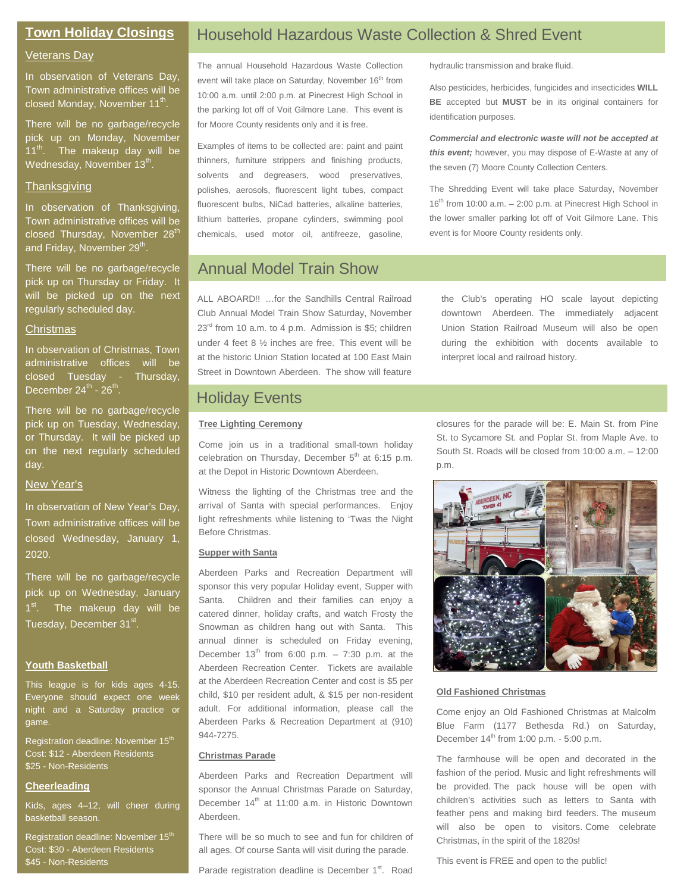## Town Holiday Closings

### Veterans Day

In observation of Veterans Day, Town administrative offices will be closed Monday, November 11th.

There will be no garbage/recycle pick up on Monday, November 11th. The makeup day will be Wednesday, November 13th.

### Thanksgiving

In observation of Thanksgiving, Town administrative offices will be closed Thursday, November 28th and Friday, November 29th.

There will be no garbage/recycle pick up on Thursday or Friday. It will be picked up on the next regularly scheduled day.

### Christmas

In observation of Christmas, Town administrative offices will be closed Tuesday - Thursday, December 24th - 26th.

There will be no garbage/recycle pick up on Tuesday, Wednesday, or Thursday. It will be picked up on the next regularly scheduled day.

### New Year's

In observation of New Year's Day, Town administrative offices will be closed Wednesday, January 1, 2020.

There will be no garbage/recycle pick up on Wednesday, January 1st. The makeup day will be Tuesday, December 31st.

### Youth Basketball

This league is for kids ages 4-15. Everyone should expect one week night and a Saturday practice or game.

Registration deadline: November 15th
Cost: $12 - Aberdeen Residents
$25 - Non-Residents

### Cheerleading

Kids, ages 4–12, will cheer during basketball season.

Registration deadline: November 15th
Cost: $30 - Aberdeen Residents
$45 - Non-Residents

## Household Hazardous Waste Collection & Shred Event

The annual Household Hazardous Waste Collection event will take place on Saturday, November 16th from 10:00 a.m. until 2:00 p.m. at Pinecrest High School in the parking lot off of Voit Gilmore Lane. This event is for Moore County residents only and it is free.

Examples of items to be collected are: paint and paint thinners, furniture strippers and finishing products, solvents and degreasers, wood preservatives, polishes, aerosols, fluorescent light tubes, compact fluorescent bulbs, NiCad batteries, alkaline batteries, lithium batteries, propane cylinders, swimming pool chemicals, used motor oil, antifreeze, gasoline, hydraulic transmission and brake fluid.

Also pesticides, herbicides, fungicides and insecticides **WILL BE** accepted but **MUST** be in its original containers for identification purposes.

***Commercial and electronic waste will not be accepted at this event;*** however, you may dispose of E-Waste at any of the seven (7) Moore County Collection Centers.

The Shredding Event will take place Saturday, November 16th from 10:00 a.m. – 2:00 p.m. at Pinecrest High School in the lower smaller parking lot off of Voit Gilmore Lane. This event is for Moore County residents only.

## Annual Model Train Show

ALL ABOARD!! …for the Sandhills Central Railroad Club Annual Model Train Show Saturday, November 23rd from 10 a.m. to 4 p.m. Admission is $5; children under 4 feet 8 ½ inches are free. This event will be at the historic Union Station located at 100 East Main Street in Downtown Aberdeen. The show will feature the Club's operating HO scale layout depicting downtown Aberdeen. The immediately adjacent Union Station Railroad Museum will also be open during the exhibition with docents available to interpret local and railroad history.

## Holiday Events

### Tree Lighting Ceremony

Come join us in a traditional small-town holiday celebration on Thursday, December 5th at 6:15 p.m. at the Depot in Historic Downtown Aberdeen.

Witness the lighting of the Christmas tree and the arrival of Santa with special performances. Enjoy light refreshments while listening to 'Twas the Night Before Christmas.

### Supper with Santa

Aberdeen Parks and Recreation Department will sponsor this very popular Holiday event, Supper with Santa. Children and their families can enjoy a catered dinner, holiday crafts, and watch Frosty the Snowman as children hang out with Santa. This annual dinner is scheduled on Friday evening, December 13th from 6:00 p.m. – 7:30 p.m. at the Aberdeen Recreation Center. Tickets are available at the Aberdeen Recreation Center and cost is $5 per child, $10 per resident adult, & $15 per non-resident adult. For additional information, please call the Aberdeen Parks & Recreation Department at (910) 944-7275.

### Christmas Parade

Aberdeen Parks and Recreation Department will sponsor the Annual Christmas Parade on Saturday, December 14th at 11:00 a.m. in Historic Downtown Aberdeen.

There will be so much to see and fun for children of all ages. Of course Santa will visit during the parade.

Parade registration deadline is December 1st. Road closures for the parade will be: E. Main St. from Pine St. to Sycamore St. and Poplar St. from Maple Ave. to South St. Roads will be closed from 10:00 a.m. – 12:00 p.m.

### Old Fashioned Christmas

Come enjoy an Old Fashioned Christmas at Malcolm Blue Farm (1177 Bethesda Rd.) on Saturday, December 14th from 1:00 p.m. - 5:00 p.m.

The farmhouse will be open and decorated in the fashion of the period. Music and light refreshments will be provided. The pack house will be open with children's activities such as letters to Santa with feather pens and making bird feeders. The museum will also be open to visitors. Come celebrate Christmas, in the spirit of the 1820s!

This event is FREE and open to the public!